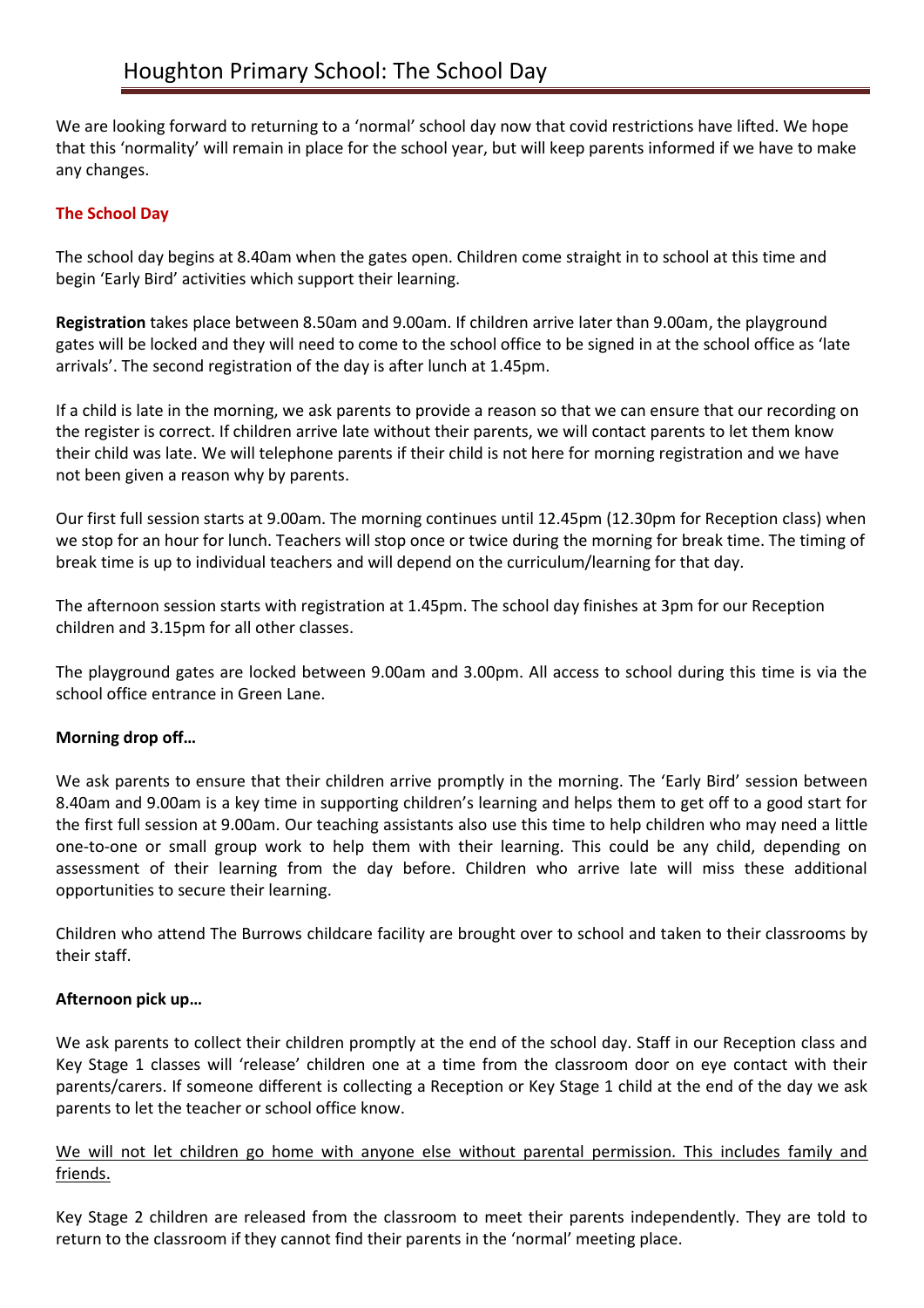# Houghton Primary School: The School Day

We are looking forward to returning to a 'normal' school day now that covid restrictions have lifted. We hope that this 'normality' will remain in place for the school year, but will keep parents informed if we have to make any changes.

## The School Day

The school day begins at 8.40am when the gates open. Children come straight in to school at this time and begin 'Early Bird' activities which support their learning.

**Registration** takes place between 8.50am and 9.00am. If children arrive later than 9.00am, the playground gates will be locked and they will need to come to the school office to be signed in at the school office as 'late arrivals'. The second registration of the day is after lunch at 1.45pm.

If a child is late in the morning, we ask parents to provide a reason so that we can ensure that our recording on the register is correct. If children arrive late without their parents, we will contact parents to let them know their child was late. We will telephone parents if their child is not here for morning registration and we have not been given a reason why by parents.

Our first full session starts at 9.00am. The morning continues until 12.45pm (12.30pm for Reception class) when we stop for an hour for lunch. Teachers will stop once or twice during the morning for break time. The timing of break time is up to individual teachers and will depend on the curriculum/learning for that day.

The afternoon session starts with registration at 1.45pm. The school day finishes at 3pm for our Reception children and 3.15pm for all other classes.

The playground gates are locked between 9.00am and 3.00pm. All access to school during this time is via the school office entrance in Green Lane.

**Morning drop off…**

We ask parents to ensure that their children arrive promptly in the morning. The 'Early Bird' session between 8.40am and 9.00am is a key time in supporting children's learning and helps them to get off to a good start for the first full session at 9.00am. Our teaching assistants also use this time to help children who may need a little one-to-one or small group work to help them with their learning. This could be any child, depending on assessment of their learning from the day before. Children who arrive late will miss these additional opportunities to secure their learning.

Children who attend The Burrows childcare facility are brought over to school and taken to their classrooms by their staff.

**Afternoon pick up…**

We ask parents to collect their children promptly at the end of the school day. Staff in our Reception class and Key Stage 1 classes will 'release' children one at a time from the classroom door on eye contact with their parents/carers. If someone different is collecting a Reception or Key Stage 1 child at the end of the day we ask parents to let the teacher or school office know.

<u>We will not let children go home with anyone else without parental permission. This includes family and friends.</u>

Key Stage 2 children are released from the classroom to meet their parents independently. They are told to return to the classroom if they cannot find their parents in the 'normal' meeting place.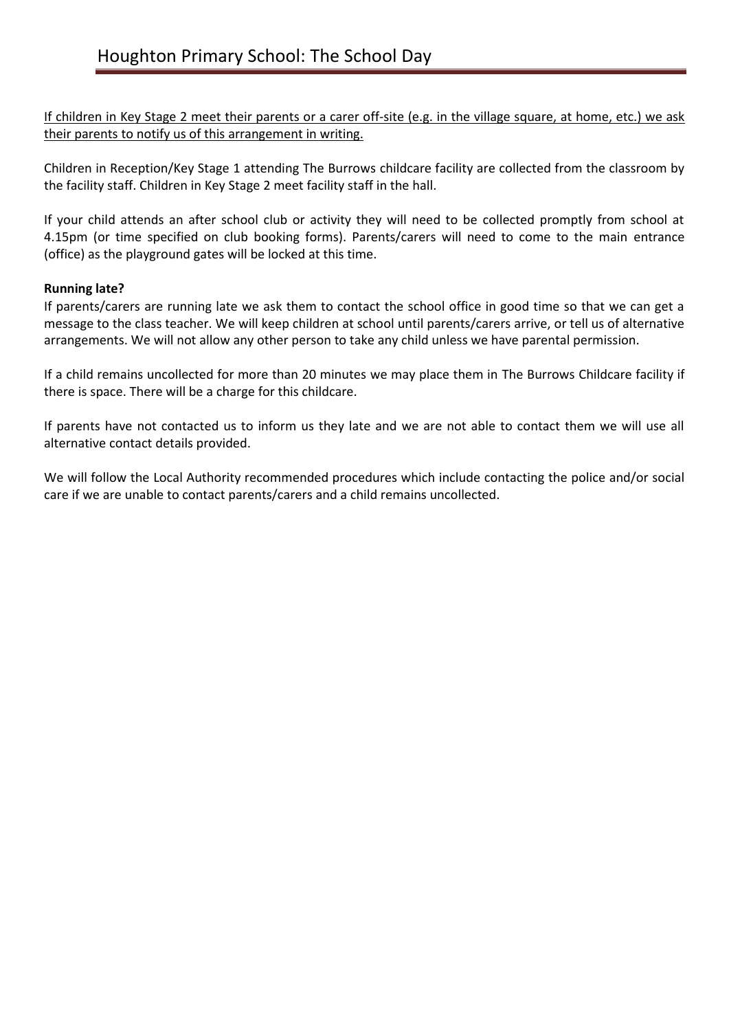If children in Key Stage 2 meet their parents or a carer off-site (e.g. in the village square, at home, etc.) we ask their parents to notify us of this arrangement in writing.

Children in Reception/Key Stage 1 attending The Burrows childcare facility are collected from the classroom by the facility staff. Children in Key Stage 2 meet facility staff in the hall.

If your child attends an after school club or activity they will need to be collected promptly from school at 4.15pm (or time specified on club booking forms). Parents/carers will need to come to the main entrance (office) as the playground gates will be locked at this time.

**Running late?**

If parents/carers are running late we ask them to contact the school office in good time so that we can get a message to the class teacher. We will keep children at school until parents/carers arrive, or tell us of alternative arrangements. We will not allow any other person to take any child unless we have parental permission.

If a child remains uncollected for more than 20 minutes we may place them in The Burrows Childcare facility if there is space. There will be a charge for this childcare.

If parents have not contacted us to inform us they late and we are not able to contact them we will use all alternative contact details provided.

We will follow the Local Authority recommended procedures which include contacting the police and/or social care if we are unable to contact parents/carers and a child remains uncollected.